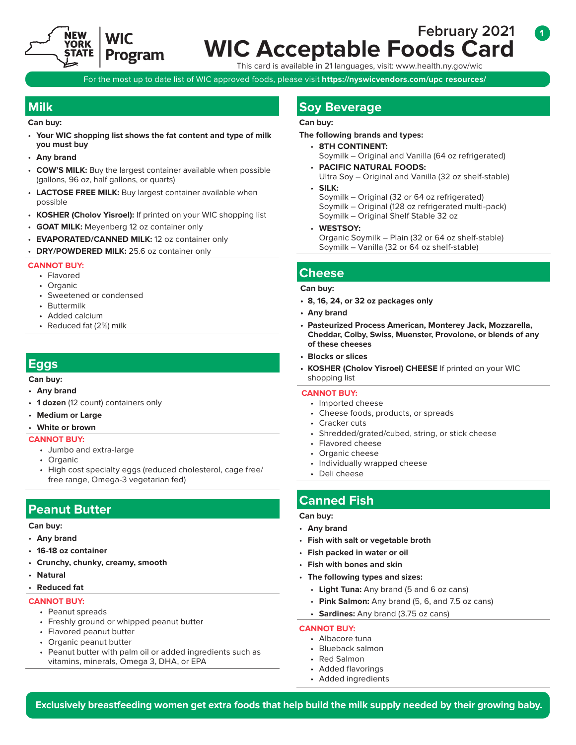NEW YORK STATE | WIC Program

February 2021

# WIC Acceptable Foods Card

This card is available in 21 languages, visit: www.health.ny.gov/wic

For the most up to date list of WIC approved foods, please visit **https://nyswicvendors.com/upc resources/**

## Milk

**Can buy:**

- **Your WIC shopping list shows the fat content and type of milk you must buy**
- **Any brand**
- **COW'S MILK:** Buy the largest container available when possible (gallons, 96 oz, half gallons, or quarts)
- **LACTOSE FREE MILK:** Buy largest container available when possible
- **KOSHER (Cholov Yisroel):** If printed on your WIC shopping list
- **GOAT MILK:** Meyenberg 12 oz container only
- **EVAPORATED/CANNED MILK:** 12 oz container only
- **DRY/POWDERED MILK:** 25.6 oz container only

**CANNOT BUY:**

- Flavored
- Organic
- Sweetened or condensed
- Buttermilk
- Added calcium
- Reduced fat (2%) milk

## Eggs

**Can buy:**

- **Any brand**
- **1 dozen** (12 count) containers only
- **Medium or Large**
- **White or brown**

**CANNOT BUY:**

- Jumbo and extra-large
- Organic
- High cost specialty eggs (reduced cholesterol, cage free/free range, Omega-3 vegetarian fed)

## Peanut Butter

**Can buy:**

- **Any brand**
- **16-18 oz container**
- **Crunchy, chunky, creamy, smooth**
- **Natural**
- **Reduced fat**

**CANNOT BUY:**

- Peanut spreads
- Freshly ground or whipped peanut butter
- Flavored peanut butter
- Organic peanut butter
- Peanut butter with palm oil or added ingredients such as vitamins, minerals, Omega 3, DHA, or EPA

## Soy Beverage

**Can buy:**

**The following brands and types:**

- **8TH CONTINENT:**
  Soymilk – Original and Vanilla (64 oz refrigerated)
- **PACIFIC NATURAL FOODS:**
  Ultra Soy – Original and Vanilla (32 oz shelf-stable)
- **SILK:**
  Soymilk – Original (32 or 64 oz refrigerated)
  Soymilk – Original (128 oz refrigerated multi-pack)
  Soymilk – Original Shelf Stable 32 oz
- **WESTSOY:**
  Organic Soymilk – Plain (32 or 64 oz shelf-stable)
  Soymilk – Vanilla (32 or 64 oz shelf-stable)

## Cheese

**Can buy:**

- **8, 16, 24, or 32 oz packages only**
- **Any brand**
- **Pasteurized Process American, Monterey Jack, Mozzarella, Cheddar, Colby, Swiss, Muenster, Provolone, or blends of any of these cheeses**
- **Blocks or slices**
- **KOSHER (Cholov Yisroel) CHEESE** If printed on your WIC shopping list

**CANNOT BUY:**

- Imported cheese
- Cheese foods, products, or spreads
- Cracker cuts
- Shredded/grated/cubed, string, or stick cheese
- Flavored cheese
- Organic cheese
- Individually wrapped cheese
- Deli cheese

## Canned Fish

**Can buy:**

- **Any brand**
- **Fish with salt or vegetable broth**
- **Fish packed in water or oil**
- **Fish with bones and skin**
- **The following types and sizes:**
  - **Light Tuna:** Any brand (5 and 6 oz cans)
  - **Pink Salmon:** Any brand (5, 6, and 7.5 oz cans)
  - **Sardines:** Any brand (3.75 oz cans)

**CANNOT BUY:**

- Albacore tuna
- Blueback salmon
- Red Salmon
- Added flavorings
- Added ingredients

**Exclusively breastfeeding women get extra foods that help build the milk supply needed by their growing baby.**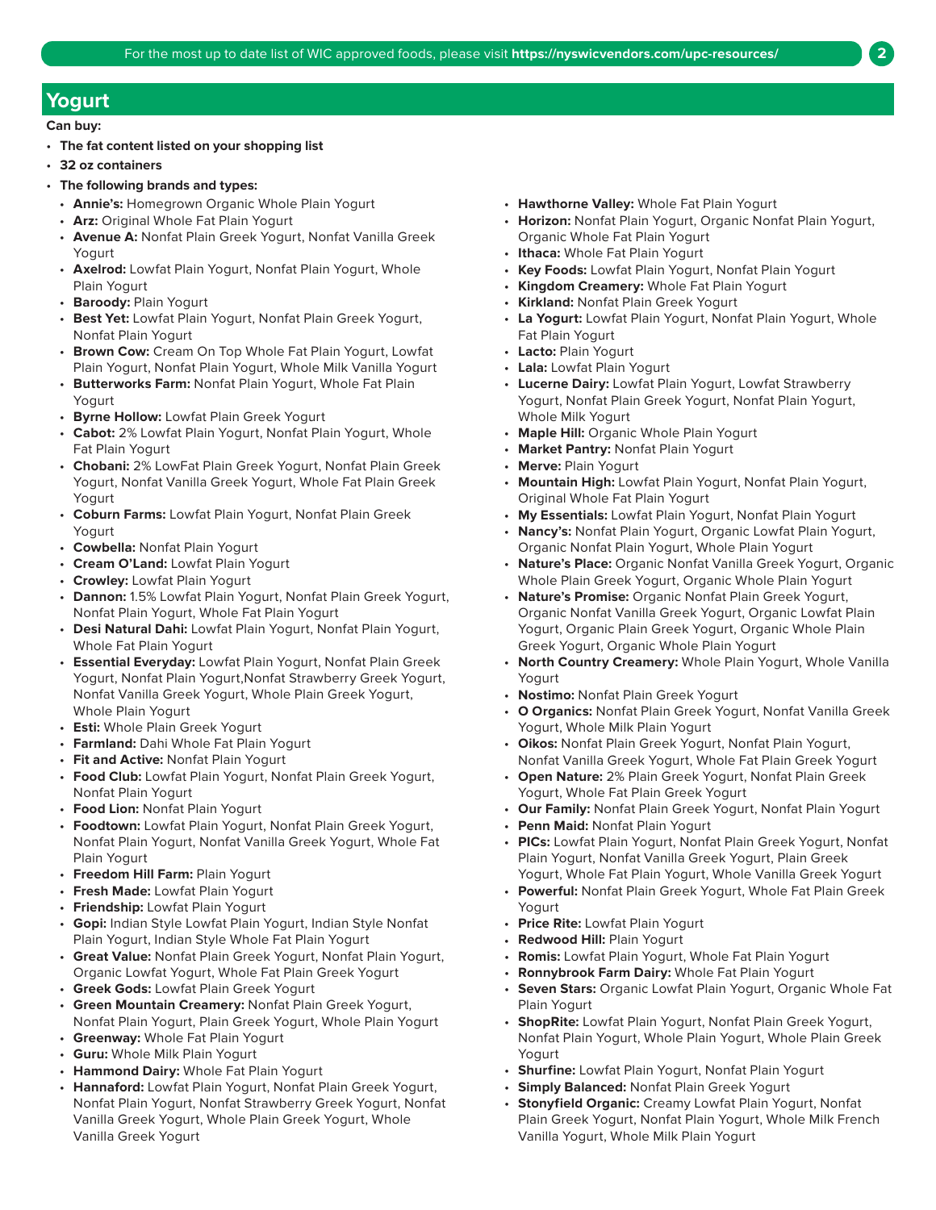## Yogurt

**Can buy:**

- **The fat content listed on your shopping list**
- **32 oz containers**
- **The following brands and types:**
  - **Annie's:** Homegrown Organic Whole Plain Yogurt
  - **Arz:** Original Whole Fat Plain Yogurt
  - **Avenue A:** Nonfat Plain Greek Yogurt, Nonfat Vanilla Greek Yogurt
  - **Axelrod:** Lowfat Plain Yogurt, Nonfat Plain Yogurt, Whole Plain Yogurt
  - **Baroody:** Plain Yogurt
  - **Best Yet:** Lowfat Plain Yogurt, Nonfat Plain Greek Yogurt, Nonfat Plain Yogurt
  - **Brown Cow:** Cream On Top Whole Fat Plain Yogurt, Lowfat Plain Yogurt, Nonfat Plain Yogurt, Whole Milk Vanilla Yogurt
  - **Butterworks Farm:** Nonfat Plain Yogurt, Whole Fat Plain Yogurt
  - **Byrne Hollow:** Lowfat Plain Greek Yogurt
  - **Cabot:** 2% Lowfat Plain Yogurt, Nonfat Plain Yogurt, Whole Fat Plain Yogurt
  - **Chobani:** 2% LowFat Plain Greek Yogurt, Nonfat Plain Greek Yogurt, Nonfat Vanilla Greek Yogurt, Whole Fat Plain Greek Yogurt
  - **Coburn Farms:** Lowfat Plain Yogurt, Nonfat Plain Greek Yogurt
  - **Cowbella:** Nonfat Plain Yogurt
  - **Cream O'Land:** Lowfat Plain Yogurt
  - **Crowley:** Lowfat Plain Yogurt
  - **Dannon:** 1.5% Lowfat Plain Yogurt, Nonfat Plain Greek Yogurt, Nonfat Plain Yogurt, Whole Fat Plain Yogurt
  - **Desi Natural Dahi:** Lowfat Plain Yogurt, Nonfat Plain Yogurt, Whole Fat Plain Yogurt
  - **Essential Everyday:** Lowfat Plain Yogurt, Nonfat Plain Greek Yogurt, Nonfat Plain Yogurt,Nonfat Strawberry Greek Yogurt, Nonfat Vanilla Greek Yogurt, Whole Plain Greek Yogurt, Whole Plain Yogurt
  - **Esti:** Whole Plain Greek Yogurt
  - **Farmland:** Dahi Whole Fat Plain Yogurt
  - **Fit and Active:** Nonfat Plain Yogurt
  - **Food Club:** Lowfat Plain Yogurt, Nonfat Plain Greek Yogurt, Nonfat Plain Yogurt
  - **Food Lion:** Nonfat Plain Yogurt
  - **Foodtown:** Lowfat Plain Yogurt, Nonfat Plain Greek Yogurt, Nonfat Plain Yogurt, Nonfat Vanilla Greek Yogurt, Whole Fat Plain Yogurt
  - **Freedom Hill Farm:** Plain Yogurt
  - **Fresh Made:** Lowfat Plain Yogurt
  - **Friendship:** Lowfat Plain Yogurt
  - **Gopi:** Indian Style Lowfat Plain Yogurt, Indian Style Nonfat Plain Yogurt, Indian Style Whole Fat Plain Yogurt
  - **Great Value:** Nonfat Plain Greek Yogurt, Nonfat Plain Yogurt, Organic Lowfat Yogurt, Whole Fat Plain Greek Yogurt
  - **Greek Gods:** Lowfat Plain Greek Yogurt
  - **Green Mountain Creamery:** Nonfat Plain Greek Yogurt, Nonfat Plain Yogurt, Plain Greek Yogurt, Whole Plain Yogurt
  - **Greenway:** Whole Fat Plain Yogurt
  - **Guru:** Whole Milk Plain Yogurt
  - **Hammond Dairy:** Whole Fat Plain Yogurt
  - **Hannaford:** Lowfat Plain Yogurt, Nonfat Plain Greek Yogurt, Nonfat Plain Yogurt, Nonfat Strawberry Greek Yogurt, Nonfat Vanilla Greek Yogurt, Whole Plain Greek Yogurt, Whole Vanilla Greek Yogurt
  - **Hawthorne Valley:** Whole Fat Plain Yogurt
  - **Horizon:** Nonfat Plain Yogurt, Organic Nonfat Plain Yogurt, Organic Whole Fat Plain Yogurt
  - **Ithaca:** Whole Fat Plain Yogurt
  - **Key Foods:** Lowfat Plain Yogurt, Nonfat Plain Yogurt
  - **Kingdom Creamery:** Whole Fat Plain Yogurt
  - **Kirkland:** Nonfat Plain Greek Yogurt
  - **La Yogurt:** Lowfat Plain Yogurt, Nonfat Plain Yogurt, Whole Fat Plain Yogurt
  - **Lacto:** Plain Yogurt
  - **Lala:** Lowfat Plain Yogurt
  - **Lucerne Dairy:** Lowfat Plain Yogurt, Lowfat Strawberry Yogurt, Nonfat Plain Greek Yogurt, Nonfat Plain Yogurt, Whole Milk Yogurt
  - **Maple Hill:** Organic Whole Plain Yogurt
  - **Market Pantry:** Nonfat Plain Yogurt
  - **Merve:** Plain Yogurt
  - **Mountain High:** Lowfat Plain Yogurt, Nonfat Plain Yogurt, Original Whole Fat Plain Yogurt
  - **My Essentials:** Lowfat Plain Yogurt, Nonfat Plain Yogurt
  - **Nancy's:** Nonfat Plain Yogurt, Organic Lowfat Plain Yogurt, Organic Nonfat Plain Yogurt, Whole Plain Yogurt
  - **Nature's Place:** Organic Nonfat Vanilla Greek Yogurt, Organic Whole Plain Greek Yogurt, Organic Whole Plain Yogurt
  - **Nature's Promise:** Organic Nonfat Plain Greek Yogurt, Organic Nonfat Vanilla Greek Yogurt, Organic Lowfat Plain Yogurt, Organic Plain Greek Yogurt, Organic Whole Plain Greek Yogurt, Organic Whole Plain Yogurt
  - **North Country Creamery:** Whole Plain Yogurt, Whole Vanilla Yogurt
  - **Nostimo:** Nonfat Plain Greek Yogurt
  - **O Organics:** Nonfat Plain Greek Yogurt, Nonfat Vanilla Greek Yogurt, Whole Milk Plain Yogurt
  - **Oikos:** Nonfat Plain Greek Yogurt, Nonfat Plain Yogurt, Nonfat Vanilla Greek Yogurt, Whole Fat Plain Greek Yogurt
  - **Open Nature:** 2% Plain Greek Yogurt, Nonfat Plain Greek Yogurt, Whole Fat Plain Greek Yogurt
  - **Our Family:** Nonfat Plain Greek Yogurt, Nonfat Plain Yogurt
  - **Penn Maid:** Nonfat Plain Yogurt
  - **PICs:** Lowfat Plain Yogurt, Nonfat Plain Greek Yogurt, Nonfat Plain Yogurt, Nonfat Vanilla Greek Yogurt, Plain Greek Yogurt, Whole Fat Plain Yogurt, Whole Vanilla Greek Yogurt
  - **Powerful:** Nonfat Plain Greek Yogurt, Whole Fat Plain Greek Yogurt
  - **Price Rite:** Lowfat Plain Yogurt
  - **Redwood Hill:** Plain Yogurt
  - **Romis:** Lowfat Plain Yogurt, Whole Fat Plain Yogurt
  - **Ronnybrook Farm Dairy:** Whole Fat Plain Yogurt
  - **Seven Stars:** Organic Lowfat Plain Yogurt, Organic Whole Fat Plain Yogurt
  - **ShopRite:** Lowfat Plain Yogurt, Nonfat Plain Greek Yogurt, Nonfat Plain Yogurt, Whole Plain Yogurt, Whole Plain Greek Yogurt
  - **Shurfine:** Lowfat Plain Yogurt, Nonfat Plain Yogurt
  - **Simply Balanced:** Nonfat Plain Greek Yogurt
  - **Stonyfield Organic:** Creamy Lowfat Plain Yogurt, Nonfat Plain Greek Yogurt, Nonfat Plain Yogurt, Whole Milk French Vanilla Yogurt, Whole Milk Plain Yogurt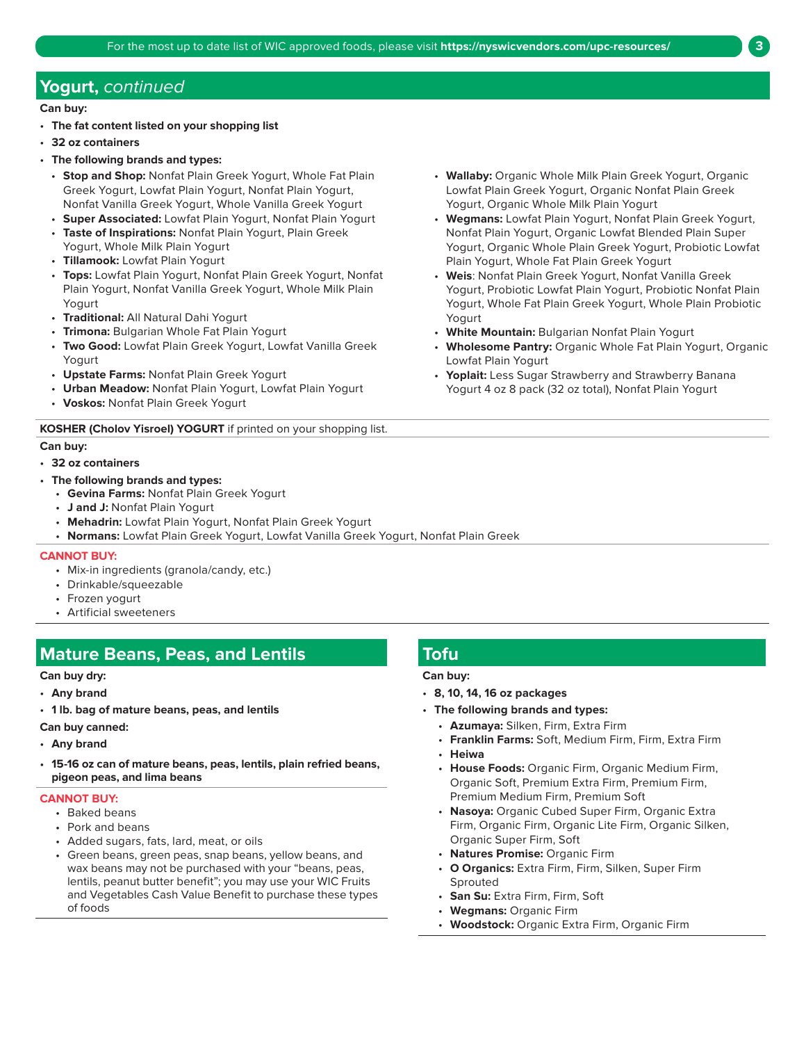## Yogurt, *continued*

**Can buy:**

- **The fat content listed on your shopping list**
- **32 oz containers**
- **The following brands and types:**
  - **Stop and Shop:** Nonfat Plain Greek Yogurt, Whole Fat Plain Greek Yogurt, Lowfat Plain Yogurt, Nonfat Plain Yogurt, Nonfat Vanilla Greek Yogurt, Whole Vanilla Greek Yogurt
  - **Super Associated:** Lowfat Plain Yogurt, Nonfat Plain Yogurt
  - **Taste of Inspirations:** Nonfat Plain Yogurt, Plain Greek Yogurt, Whole Milk Plain Yogurt
  - **Tillamook:** Lowfat Plain Yogurt
  - **Tops:** Lowfat Plain Yogurt, Nonfat Plain Greek Yogurt, Nonfat Plain Yogurt, Nonfat Vanilla Greek Yogurt, Whole Milk Plain Yogurt
  - **Traditional:** All Natural Dahi Yogurt
  - **Trimona:** Bulgarian Whole Fat Plain Yogurt
  - **Two Good:** Lowfat Plain Greek Yogurt, Lowfat Vanilla Greek Yogurt
  - **Upstate Farms:** Nonfat Plain Greek Yogurt
  - **Urban Meadow:** Nonfat Plain Yogurt, Lowfat Plain Yogurt
  - **Voskos:** Nonfat Plain Greek Yogurt
  - **Wallaby:** Organic Whole Milk Plain Greek Yogurt, Organic Lowfat Plain Greek Yogurt, Organic Nonfat Plain Greek Yogurt, Organic Whole Milk Plain Yogurt
  - **Wegmans:** Lowfat Plain Yogurt, Nonfat Plain Greek Yogurt, Nonfat Plain Yogurt, Organic Lowfat Blended Plain Super Yogurt, Organic Whole Plain Greek Yogurt, Probiotic Lowfat Plain Yogurt, Whole Fat Plain Greek Yogurt
  - **Weis**: Nonfat Plain Greek Yogurt, Nonfat Vanilla Greek Yogurt, Probiotic Lowfat Plain Yogurt, Probiotic Nonfat Plain Yogurt, Whole Fat Plain Greek Yogurt, Whole Plain Probiotic Yogurt
  - **White Mountain:** Bulgarian Nonfat Plain Yogurt
  - **Wholesome Pantry:** Organic Whole Fat Plain Yogurt, Organic Lowfat Plain Yogurt
  - **Yoplait:** Less Sugar Strawberry and Strawberry Banana Yogurt 4 oz 8 pack (32 oz total), Nonfat Plain Yogurt

**KOSHER (Cholov Yisroel) YOGURT** if printed on your shopping list.

**Can buy:**

- **32 oz containers**
- **The following brands and types:**
  - **Gevina Farms:** Nonfat Plain Greek Yogurt
  - **J and J:** Nonfat Plain Yogurt
  - **Mehadrin:** Lowfat Plain Yogurt, Nonfat Plain Greek Yogurt
  - **Normans:** Lowfat Plain Greek Yogurt, Lowfat Vanilla Greek Yogurt, Nonfat Plain Greek

**CANNOT BUY:**

- Mix-in ingredients (granola/candy, etc.)
- Drinkable/squeezable
- Frozen yogurt
- Artificial sweeteners

## Mature Beans, Peas, and Lentils

**Can buy dry:**

- **Any brand**
- **1 lb. bag of mature beans, peas, and lentils**

**Can buy canned:**

- **Any brand**
- **15-16 oz can of mature beans, peas, lentils, plain refried beans, pigeon peas, and lima beans**

**CANNOT BUY:**

- Baked beans
- Pork and beans
- Added sugars, fats, lard, meat, or oils
- Green beans, green peas, snap beans, yellow beans, and wax beans may not be purchased with your "beans, peas, lentils, peanut butter benefit"; you may use your WIC Fruits and Vegetables Cash Value Benefit to purchase these types of foods

## Tofu

**Can buy:**

- **8, 10, 14, 16 oz packages**
- **The following brands and types:**
  - **Azumaya:** Silken, Firm, Extra Firm
  - **Franklin Farms:** Soft, Medium Firm, Firm, Extra Firm
  - **Heiwa**
  - **House Foods:** Organic Firm, Organic Medium Firm, Organic Soft, Premium Extra Firm, Premium Firm, Premium Medium Firm, Premium Soft
  - **Nasoya:** Organic Cubed Super Firm, Organic Extra Firm, Organic Firm, Organic Lite Firm, Organic Silken, Organic Super Firm, Soft
  - **Natures Promise:** Organic Firm
  - **O Organics:** Extra Firm, Firm, Silken, Super Firm Sprouted
  - **San Su:** Extra Firm, Firm, Soft
  - **Wegmans:** Organic Firm
  - **Woodstock:** Organic Extra Firm, Organic Firm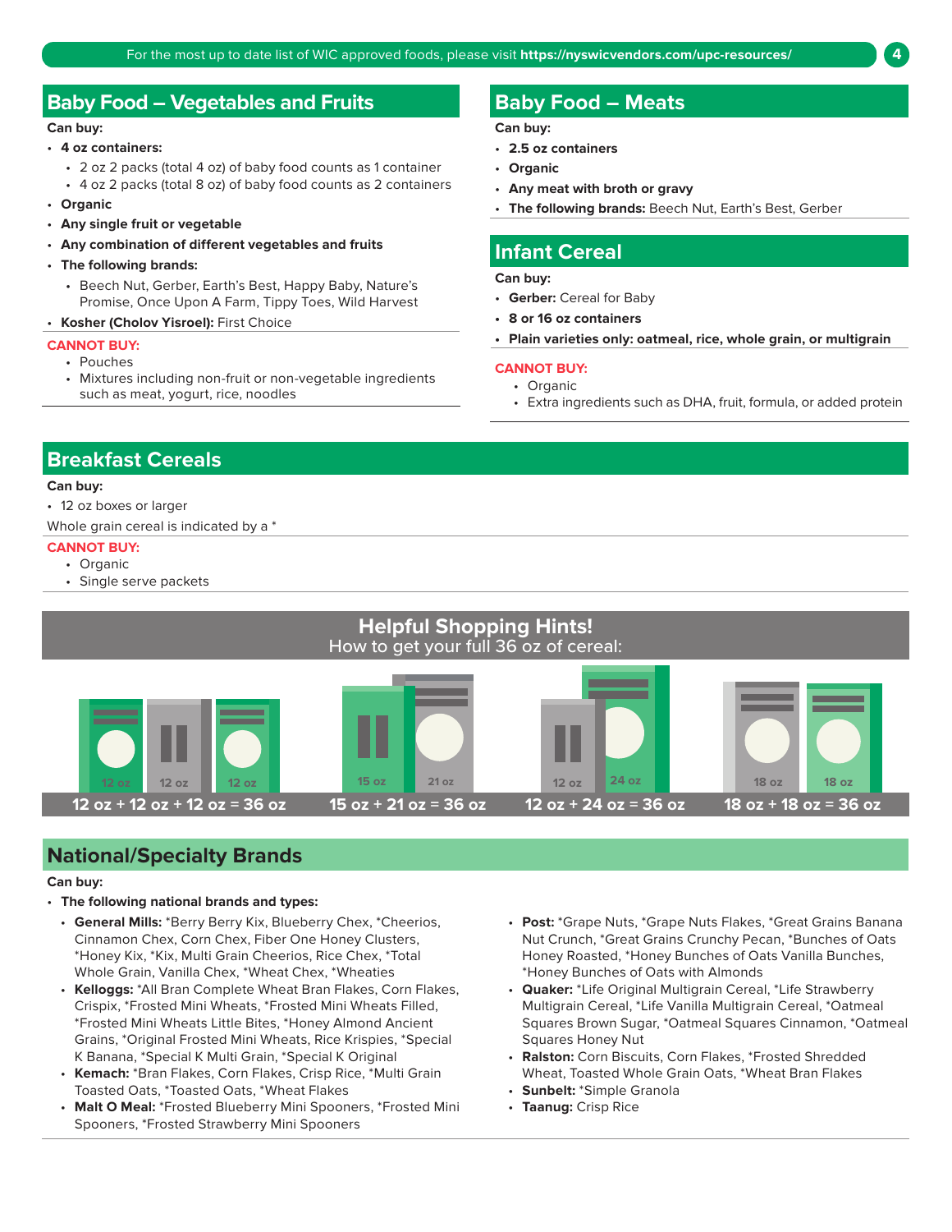For the most up to date list of WIC approved foods, please visit **https://nyswicvendors.com/upc-resources/**

## Baby Food – Vegetables and Fruits

**Can buy:**

- **4 oz containers:**
  - 2 oz 2 packs (total 4 oz) of baby food counts as 1 container
  - 4 oz 2 packs (total 8 oz) of baby food counts as 2 containers
- **Organic**
- **Any single fruit or vegetable**
- **Any combination of different vegetables and fruits**
- **The following brands:**
  - Beech Nut, Gerber, Earth's Best, Happy Baby, Nature's Promise, Once Upon A Farm, Tippy Toes, Wild Harvest
- **Kosher (Cholov Yisroel):** First Choice

**CANNOT BUY:**

- Pouches
- Mixtures including non-fruit or non-vegetable ingredients such as meat, yogurt, rice, noodles

## Baby Food – Meats

**Can buy:**

- **2.5 oz containers**
- **Organic**
- **Any meat with broth or gravy**
- **The following brands:** Beech Nut, Earth's Best, Gerber

## Infant Cereal

**Can buy:**

- **Gerber:** Cereal for Baby
- **8 or 16 oz containers**
- **Plain varieties only: oatmeal, rice, whole grain, or multigrain**

**CANNOT BUY:**

- Organic
- Extra ingredients such as DHA, fruit, formula, or added protein

## Breakfast Cereals

**Can buy:**

- 12 oz boxes or larger

Whole grain cereal is indicated by a *

**CANNOT BUY:**

- Organic
- Single serve packets

### Helpful Shopping Hints!

How to get your full 36 oz of cereal:

- 12 oz + 12 oz + 12 oz = 36 oz
- 15 oz + 21 oz = 36 oz
- 12 oz + 24 oz = 36 oz
- 18 oz + 18 oz = 36 oz

## National/Specialty Brands

**Can buy:**

- **The following national brands and types:**
  - **General Mills:** *Berry Berry Kix, Blueberry Chex, *Cheerios, Cinnamon Chex, Corn Chex, Fiber One Honey Clusters, *Honey Kix, *Kix, Multi Grain Cheerios, Rice Chex, *Total Whole Grain, Vanilla Chex, *Wheat Chex, *Wheaties
  - **Kelloggs:** *All Bran Complete Wheat Bran Flakes, Corn Flakes, Crispix, *Frosted Mini Wheats, *Frosted Mini Wheats Filled, *Frosted Mini Wheats Little Bites, *Honey Almond Ancient Grains, *Original Frosted Mini Wheats, Rice Krispies, *Special K Banana, *Special K Multi Grain, *Special K Original
  - **Kemach:** *Bran Flakes, Corn Flakes, Crisp Rice, *Multi Grain Toasted Oats, *Toasted Oats, *Wheat Flakes
  - **Malt O Meal:** *Frosted Blueberry Mini Spooners, *Frosted Mini Spooners, *Frosted Strawberry Mini Spooners
  - **Post:** *Grape Nuts, *Grape Nuts Flakes, *Great Grains Banana Nut Crunch, *Great Grains Crunchy Pecan, *Bunches of Oats Honey Roasted, *Honey Bunches of Oats Vanilla Bunches, *Honey Bunches of Oats with Almonds
  - **Quaker:** *Life Original Multigrain Cereal, *Life Strawberry Multigrain Cereal, *Life Vanilla Multigrain Cereal, *Oatmeal Squares Brown Sugar, *Oatmeal Squares Cinnamon, *Oatmeal Squares Honey Nut
  - **Ralston:** Corn Biscuits, Corn Flakes, *Frosted Shredded Wheat, Toasted Whole Grain Oats, *Wheat Bran Flakes
  - **Sunbelt:** *Simple Granola
  - **Taanug:** Crisp Rice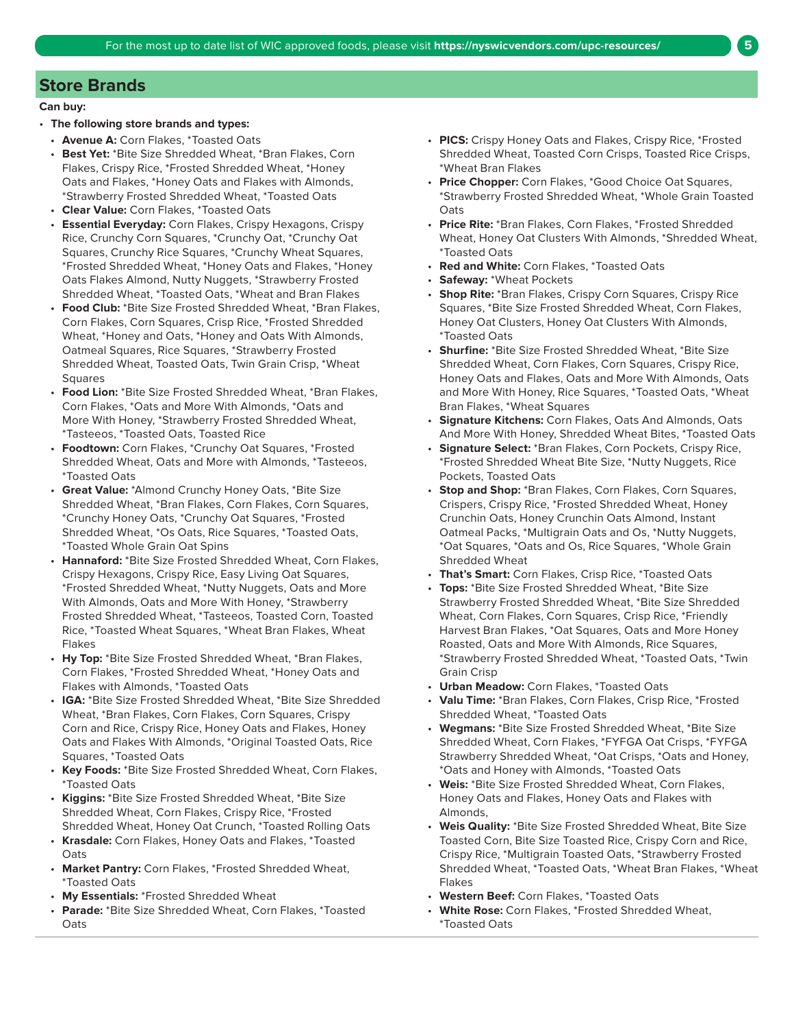## Store Brands

**Can buy:**

- **The following store brands and types:**
  - **Avenue A:** Corn Flakes, *Toasted Oats
  - **Best Yet:** *Bite Size Shredded Wheat, *Bran Flakes, Corn Flakes, Crispy Rice, *Frosted Shredded Wheat, *Honey Oats and Flakes, *Honey Oats and Flakes with Almonds, *Strawberry Frosted Shredded Wheat, *Toasted Oats
  - **Clear Value:** Corn Flakes, *Toasted Oats
  - **Essential Everyday:** Corn Flakes, Crispy Hexagons, Crispy Rice, Crunchy Corn Squares, *Crunchy Oat, *Crunchy Oat Squares, Crunchy Rice Squares, *Crunchy Wheat Squares, *Frosted Shredded Wheat, *Honey Oats and Flakes, *Honey Oats Flakes Almond, Nutty Nuggets, *Strawberry Frosted Shredded Wheat, *Toasted Oats, *Wheat and Bran Flakes
  - **Food Club:** *Bite Size Frosted Shredded Wheat, *Bran Flakes, Corn Flakes, Corn Squares, Crisp Rice, *Frosted Shredded Wheat, *Honey and Oats, *Honey and Oats With Almonds, Oatmeal Squares, Rice Squares, *Strawberry Frosted Shredded Wheat, Toasted Oats, Twin Grain Crisp, *Wheat Squares
  - **Food Lion:** *Bite Size Frosted Shredded Wheat, *Bran Flakes, Corn Flakes, *Oats and More With Almonds, *Oats and More With Honey, *Strawberry Frosted Shredded Wheat, *Tasteeos, *Toasted Oats, Toasted Rice
  - **Foodtown:** Corn Flakes, *Crunchy Oat Squares, *Frosted Shredded Wheat, Oats and More with Almonds, *Tasteeos, *Toasted Oats
  - **Great Value:** *Almond Crunchy Honey Oats, *Bite Size Shredded Wheat, *Bran Flakes, Corn Flakes, Corn Squares, *Crunchy Honey Oats, *Crunchy Oat Squares, *Frosted Shredded Wheat, *Os Oats, Rice Squares, *Toasted Oats, *Toasted Whole Grain Oat Spins
  - **Hannaford:** *Bite Size Frosted Shredded Wheat, Corn Flakes, Crispy Hexagons, Crispy Rice, Easy Living Oat Squares, *Frosted Shredded Wheat, *Nutty Nuggets, Oats and More With Almonds, Oats and More With Honey, *Strawberry Frosted Shredded Wheat, *Tasteeos, Toasted Corn, Toasted Rice, *Toasted Wheat Squares, *Wheat Bran Flakes, Wheat Flakes
  - **Hy Top:** *Bite Size Frosted Shredded Wheat, *Bran Flakes, Corn Flakes, *Frosted Shredded Wheat, *Honey Oats and Flakes with Almonds, *Toasted Oats
  - **IGA:** *Bite Size Frosted Shredded Wheat, *Bite Size Shredded Wheat, *Bran Flakes, Corn Flakes, Corn Squares, Crispy Corn and Rice, Crispy Rice, Honey Oats and Flakes, Honey Oats and Flakes With Almonds, *Original Toasted Oats, Rice Squares, *Toasted Oats
  - **Key Foods:** *Bite Size Frosted Shredded Wheat, Corn Flakes, *Toasted Oats
  - **Kiggins:** *Bite Size Frosted Shredded Wheat, *Bite Size Shredded Wheat, Corn Flakes, Crispy Rice, *Frosted Shredded Wheat, Honey Oat Crunch, *Toasted Rolling Oats
  - **Krasdale:** Corn Flakes, Honey Oats and Flakes, *Toasted Oats
  - **Market Pantry:** Corn Flakes, *Frosted Shredded Wheat, *Toasted Oats
  - **My Essentials:** *Frosted Shredded Wheat
  - **Parade:** *Bite Size Shredded Wheat, Corn Flakes, *Toasted Oats
  - **PICS:** Crispy Honey Oats and Flakes, Crispy Rice, *Frosted Shredded Wheat, Toasted Corn Crisps, Toasted Rice Crisps, *Wheat Bran Flakes
  - **Price Chopper:** Corn Flakes, *Good Choice Oat Squares, *Strawberry Frosted Shredded Wheat, *Whole Grain Toasted Oats
  - **Price Rite:** *Bran Flakes, Corn Flakes, *Frosted Shredded Wheat, Honey Oat Clusters With Almonds, *Shredded Wheat, *Toasted Oats
  - **Red and White:** Corn Flakes, *Toasted Oats
  - **Safeway:** *Wheat Pockets
  - **Shop Rite:** *Bran Flakes, Crispy Corn Squares, Crispy Rice Squares, *Bite Size Frosted Shredded Wheat, Corn Flakes, Honey Oat Clusters, Honey Oat Clusters With Almonds, *Toasted Oats
  - **Shurfine:** *Bite Size Frosted Shredded Wheat, *Bite Size Shredded Wheat, Corn Flakes, Corn Squares, Crispy Rice, Honey Oats and Flakes, Oats and More With Almonds, Oats and More With Honey, Rice Squares, *Toasted Oats, *Wheat Bran Flakes, *Wheat Squares
  - **Signature Kitchens:** Corn Flakes, Oats And Almonds, Oats And More With Honey, Shredded Wheat Bites, *Toasted Oats
  - **Signature Select:** *Bran Flakes, Corn Pockets, Crispy Rice, *Frosted Shredded Wheat Bite Size, *Nutty Nuggets, Rice Pockets, Toasted Oats
  - **Stop and Shop:** *Bran Flakes, Corn Flakes, Corn Squares, Crispers, Crispy Rice, *Frosted Shredded Wheat, Honey Crunchin Oats, Honey Crunchin Oats Almond, Instant Oatmeal Packs, *Multigrain Oats and Os, *Nutty Nuggets, *Oat Squares, *Oats and Os, Rice Squares, *Whole Grain Shredded Wheat
  - **That's Smart:** Corn Flakes, Crisp Rice, *Toasted Oats
  - **Tops:** *Bite Size Frosted Shredded Wheat, *Bite Size Strawberry Frosted Shredded Wheat, *Bite Size Shredded Wheat, Corn Flakes, Corn Squares, Crisp Rice, *Friendly Harvest Bran Flakes, *Oat Squares, Oats and More Honey Roasted, Oats and More With Almonds, Rice Squares, *Strawberry Frosted Shredded Wheat, *Toasted Oats, *Twin Grain Crisp
  - **Urban Meadow:** Corn Flakes, *Toasted Oats
  - **Valu Time:** *Bran Flakes, Corn Flakes, Crisp Rice, *Frosted Shredded Wheat, *Toasted Oats
  - **Wegmans:** *Bite Size Frosted Shredded Wheat, *Bite Size Shredded Wheat, Corn Flakes, *FYFGA Oat Crisps, *FYFGA Strawberry Shredded Wheat, *Oat Crisps, *Oats and Honey, *Oats and Honey with Almonds, *Toasted Oats
  - **Weis:** *Bite Size Frosted Shredded Wheat, Corn Flakes, Honey Oats and Flakes, Honey Oats and Flakes with Almonds,
  - **Weis Quality:** *Bite Size Frosted Shredded Wheat, Bite Size Toasted Corn, Bite Size Toasted Rice, Crispy Corn and Rice, Crispy Rice, *Multigrain Toasted Oats, *Strawberry Frosted Shredded Wheat, *Toasted Oats, *Wheat Bran Flakes, *Wheat Flakes
  - **Western Beef:** Corn Flakes, *Toasted Oats
  - **White Rose:** Corn Flakes, *Frosted Shredded Wheat, *Toasted Oats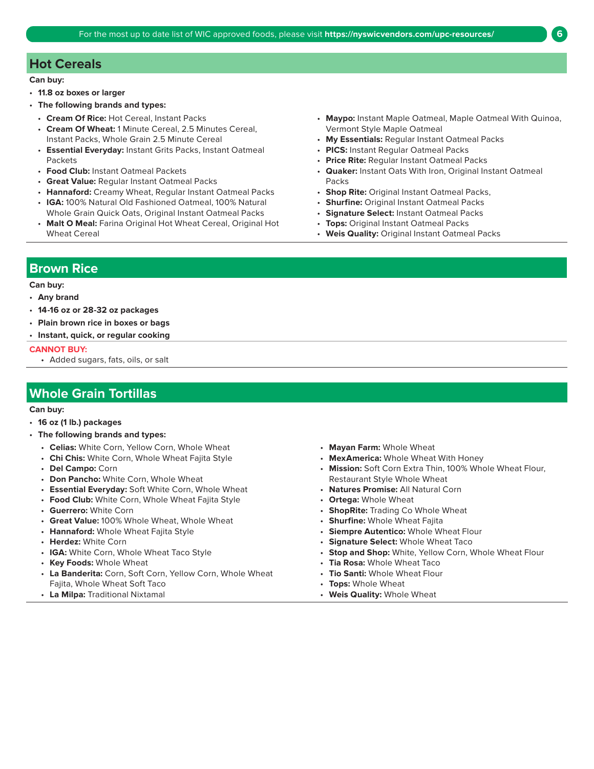## Hot Cereals

**Can buy:**

- **11.8 oz boxes or larger**
- **The following brands and types:**
  - **Cream Of Rice:** Hot Cereal, Instant Packs
  - **Cream Of Wheat:** 1 Minute Cereal, 2.5 Minutes Cereal, Instant Packs, Whole Grain 2.5 Minute Cereal
  - **Essential Everyday:** Instant Grits Packs, Instant Oatmeal Packets
  - **Food Club:** Instant Oatmeal Packets
  - **Great Value:** Regular Instant Oatmeal Packs
  - **Hannaford:** Creamy Wheat, Regular Instant Oatmeal Packs
  - **IGA:** 100% Natural Old Fashioned Oatmeal, 100% Natural Whole Grain Quick Oats, Original Instant Oatmeal Packs
  - **Malt O Meal:** Farina Original Hot Wheat Cereal, Original Hot Wheat Cereal
  - **Maypo:** Instant Maple Oatmeal, Maple Oatmeal With Quinoa, Vermont Style Maple Oatmeal
  - **My Essentials:** Regular Instant Oatmeal Packs
  - **PICS:** Instant Regular Oatmeal Packs
  - **Price Rite:** Regular Instant Oatmeal Packs
  - **Quaker:** Instant Oats With Iron, Original Instant Oatmeal Packs
  - **Shop Rite:** Original Instant Oatmeal Packs,
  - **Shurfine:** Original Instant Oatmeal Packs
  - **Signature Select:** Instant Oatmeal Packs
  - **Tops:** Original Instant Oatmeal Packs
  - **Weis Quality:** Original Instant Oatmeal Packs

## Brown Rice

**Can buy:**

- **Any brand**
- **14-16 oz or 28-32 oz packages**
- **Plain brown rice in boxes or bags**
- **Instant, quick, or regular cooking**

**CANNOT BUY:**

- Added sugars, fats, oils, or salt

## Whole Grain Tortillas

**Can buy:**

- **16 oz (1 lb.) packages**
- **The following brands and types:**
  - **Celias:** White Corn, Yellow Corn, Whole Wheat
  - **Chi Chis:** White Corn, Whole Wheat Fajita Style
  - **Del Campo:** Corn
  - **Don Pancho:** White Corn, Whole Wheat
  - **Essential Everyday:** Soft White Corn, Whole Wheat
  - **Food Club:** White Corn, Whole Wheat Fajita Style
  - **Guerrero:** White Corn
  - **Great Value:** 100% Whole Wheat, Whole Wheat
  - **Hannaford:** Whole Wheat Fajita Style
  - **Herdez:** White Corn
  - **IGA:** White Corn, Whole Wheat Taco Style
  - **Key Foods:** Whole Wheat
  - **La Banderita:** Corn, Soft Corn, Yellow Corn, Whole Wheat Fajita, Whole Wheat Soft Taco
  - **La Milpa:** Traditional Nixtamal
  - **Mayan Farm:** Whole Wheat
  - **MexAmerica:** Whole Wheat With Honey
  - **Mission:** Soft Corn Extra Thin, 100% Whole Wheat Flour, Restaurant Style Whole Wheat
  - **Natures Promise:** All Natural Corn
  - **Ortega:** Whole Wheat
  - **ShopRite:** Trading Co Whole Wheat
  - **Shurfine:** Whole Wheat Fajita
  - **Siempre Autentico:** Whole Wheat Flour
  - **Signature Select:** Whole Wheat Taco
  - **Stop and Shop:** White, Yellow Corn, Whole Wheat Flour
  - **Tia Rosa:** Whole Wheat Taco
  - **Tio Santi:** Whole Wheat Flour
  - **Tops:** Whole Wheat
  - **Weis Quality:** Whole Wheat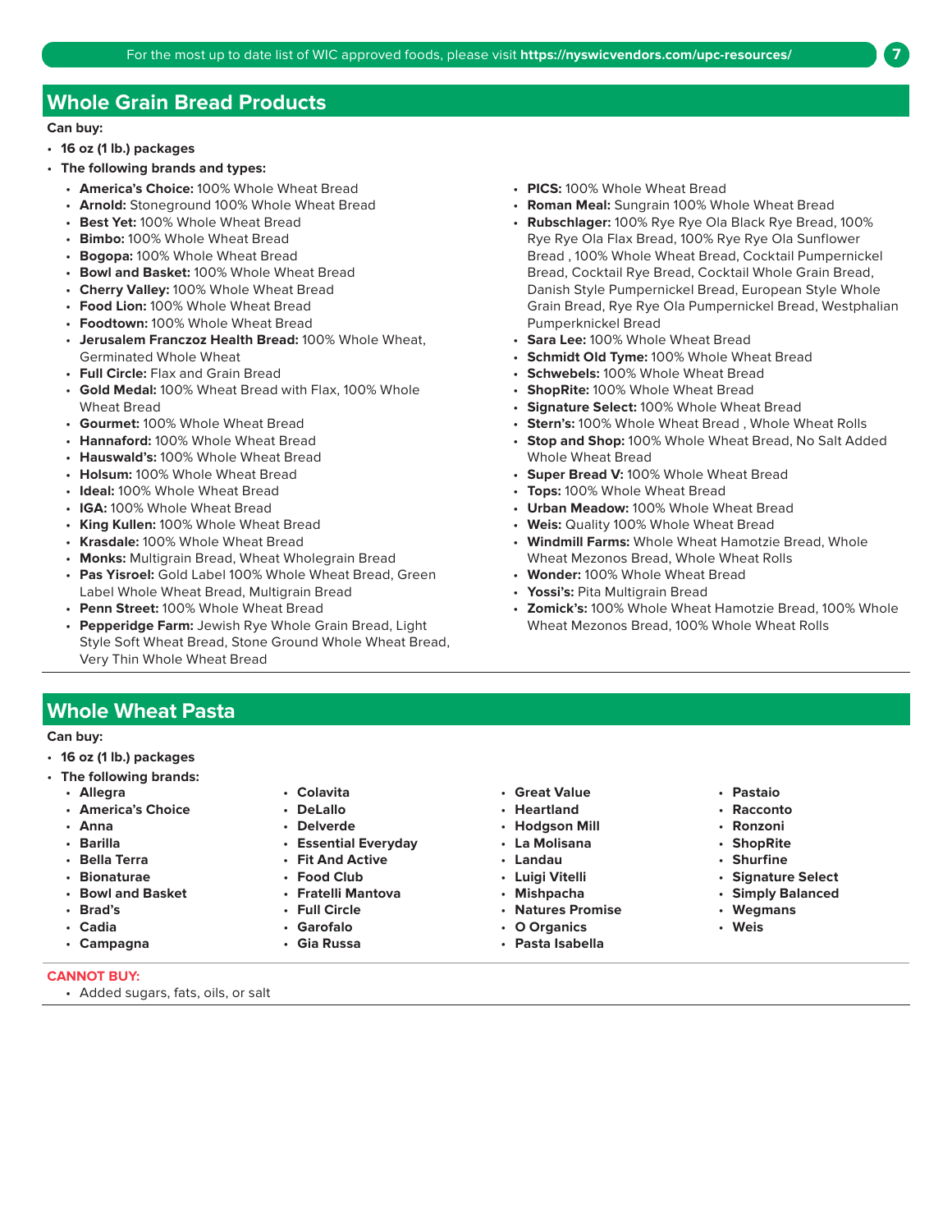## Whole Grain Bread Products

**Can buy:**

- **16 oz (1 lb.) packages**
- **The following brands and types:**
  - **America's Choice:** 100% Whole Wheat Bread
  - **Arnold:** Stoneground 100% Whole Wheat Bread
  - **Best Yet:** 100% Whole Wheat Bread
  - **Bimbo:** 100% Whole Wheat Bread
  - **Bogopa:** 100% Whole Wheat Bread
  - **Bowl and Basket:** 100% Whole Wheat Bread
  - **Cherry Valley:** 100% Whole Wheat Bread
  - **Food Lion:** 100% Whole Wheat Bread
  - **Foodtown:** 100% Whole Wheat Bread
  - **Jerusalem Franczoz Health Bread:** 100% Whole Wheat, Germinated Whole Wheat
  - **Full Circle:** Flax and Grain Bread
  - **Gold Medal:** 100% Wheat Bread with Flax, 100% Whole Wheat Bread
  - **Gourmet:** 100% Whole Wheat Bread
  - **Hannaford:** 100% Whole Wheat Bread
  - **Hauswald's:** 100% Whole Wheat Bread
  - **Holsum:** 100% Whole Wheat Bread
  - **Ideal:** 100% Whole Wheat Bread
  - **IGA:** 100% Whole Wheat Bread
  - **King Kullen:** 100% Whole Wheat Bread
  - **Krasdale:** 100% Whole Wheat Bread
  - **Monks:** Multigrain Bread, Wheat Wholegrain Bread
  - **Pas Yisroel:** Gold Label 100% Whole Wheat Bread, Green Label Whole Wheat Bread, Multigrain Bread
  - **Penn Street:** 100% Whole Wheat Bread
  - **Pepperidge Farm:** Jewish Rye Whole Grain Bread, Light Style Soft Wheat Bread, Stone Ground Whole Wheat Bread, Very Thin Whole Wheat Bread
  - **PICS:** 100% Whole Wheat Bread
  - **Roman Meal:** Sungrain 100% Whole Wheat Bread
  - **Rubschlager:** 100% Rye Rye Ola Black Rye Bread, 100% Rye Rye Ola Flax Bread, 100% Rye Rye Ola Sunflower Bread , 100% Whole Wheat Bread, Cocktail Pumpernickel Bread, Cocktail Rye Bread, Cocktail Whole Grain Bread, Danish Style Pumpernickel Bread, European Style Whole Grain Bread, Rye Rye Ola Pumpernickel Bread, Westphalian Pumperknickel Bread
  - **Sara Lee:** 100% Whole Wheat Bread
  - **Schmidt Old Tyme:** 100% Whole Wheat Bread
  - **Schwebels:** 100% Whole Wheat Bread
  - **ShopRite:** 100% Whole Wheat Bread
  - **Signature Select:** 100% Whole Wheat Bread
  - **Stern's:** 100% Whole Wheat Bread , Whole Wheat Rolls
  - **Stop and Shop:** 100% Whole Wheat Bread, No Salt Added Whole Wheat Bread
  - **Super Bread V:** 100% Whole Wheat Bread
  - **Tops:** 100% Whole Wheat Bread
  - **Urban Meadow:** 100% Whole Wheat Bread
  - **Weis:** Quality 100% Whole Wheat Bread
  - **Windmill Farms:** Whole Wheat Hamotzie Bread, Whole Wheat Mezonos Bread, Whole Wheat Rolls
  - **Wonder:** 100% Whole Wheat Bread
  - **Yossi's:** Pita Multigrain Bread
  - **Zomick's:** 100% Whole Wheat Hamotzie Bread, 100% Whole Wheat Mezonos Bread, 100% Whole Wheat Rolls

## Whole Wheat Pasta

**Can buy:**

- **16 oz (1 lb.) packages**
- **The following brands:**
  - **Allegra**
  - **America's Choice**
  - **Anna**
  - **Barilla**
  - **Bella Terra**
  - **Bionaturae**
  - **Bowl and Basket**
  - **Brad's**
  - **Cadia**
  - **Campagna**
  - **Colavita**
  - **DeLallo**
  - **Delverde**
  - **Essential Everyday**
  - **Fit And Active**
  - **Food Club**
  - **Fratelli Mantova**
  - **Full Circle**
  - **Garofalo**
  - **Gia Russa**
  - **Great Value**
  - **Heartland**
  - **Hodgson Mill**
  - **La Molisana**
  - **Landau**
  - **Luigi Vitelli**
  - **Mishpacha**
  - **Natures Promise**
  - **O Organics**
  - **Pasta Isabella**
  - **Pastaio**
  - **Racconto**
  - **Ronzoni**
  - **ShopRite**
  - **Shurfine**
  - **Signature Select**
  - **Simply Balanced**
  - **Wegmans**
  - **Weis**

**CANNOT BUY:**

- Added sugars, fats, oils, or salt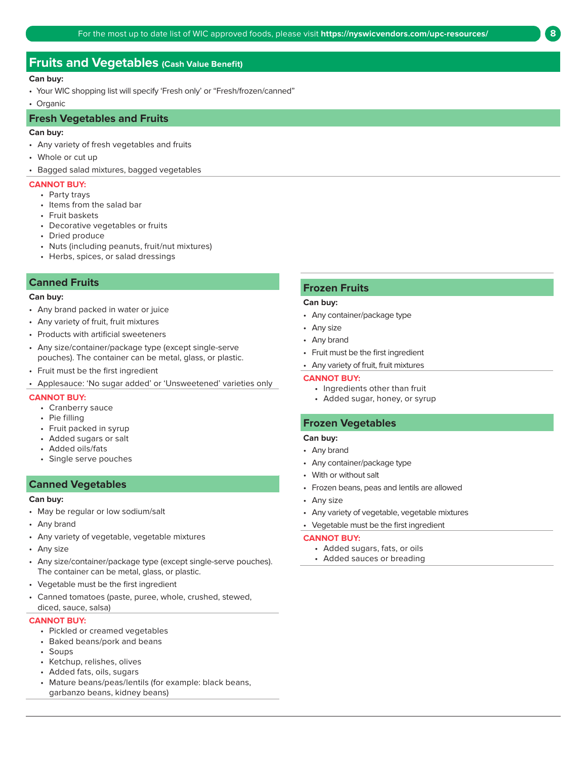## Fruits and Vegetables (Cash Value Benefit)

**Can buy:**

- Your WIC shopping list will specify 'Fresh only' or "Fresh/frozen/canned"
- Organic

### Fresh Vegetables and Fruits

**Can buy:**

- Any variety of fresh vegetables and fruits
- Whole or cut up
- Bagged salad mixtures, bagged vegetables

**CANNOT BUY:**

- Party trays
- Items from the salad bar
- Fruit baskets
- Decorative vegetables or fruits
- Dried produce
- Nuts (including peanuts, fruit/nut mixtures)
- Herbs, spices, or salad dressings

### Canned Fruits

**Can buy:**

- Any brand packed in water or juice
- Any variety of fruit, fruit mixtures
- Products with artificial sweeteners
- Any size/container/package type (except single-serve pouches). The container can be metal, glass, or plastic.
- Fruit must be the first ingredient
- Applesauce: 'No sugar added' or 'Unsweetened' varieties only

**CANNOT BUY:**

- Cranberry sauce
- Pie filling
- Fruit packed in syrup
- Added sugars or salt
- Added oils/fats
- Single serve pouches

### Canned Vegetables

**Can buy:**

- May be regular or low sodium/salt
- Any brand
- Any variety of vegetable, vegetable mixtures
- Any size
- Any size/container/package type (except single-serve pouches). The container can be metal, glass, or plastic.
- Vegetable must be the first ingredient
- Canned tomatoes (paste, puree, whole, crushed, stewed, diced, sauce, salsa)

**CANNOT BUY:**

- Pickled or creamed vegetables
- Baked beans/pork and beans
- Soups
- Ketchup, relishes, olives
- Added fats, oils, sugars
- Mature beans/peas/lentils (for example: black beans, garbanzo beans, kidney beans)

### Frozen Fruits

**Can buy:**

- Any container/package type
- Any size
- Any brand
- Fruit must be the first ingredient
- Any variety of fruit, fruit mixtures

**CANNOT BUY:**

- Ingredients other than fruit
- Added sugar, honey, or syrup

### Frozen Vegetables

**Can buy:**

- Any brand
- Any container/package type
- With or without salt
- Frozen beans, peas and lentils are allowed
- Any size
- Any variety of vegetable, vegetable mixtures
- Vegetable must be the first ingredient

**CANNOT BUY:**

- Added sugars, fats, or oils
- Added sauces or breading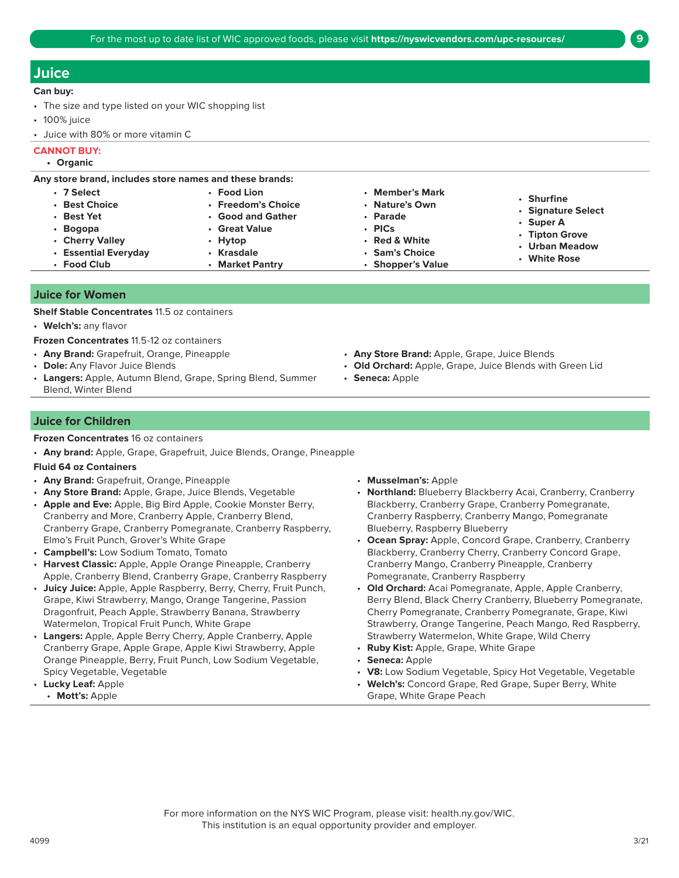## Juice

**Can buy:**

- The size and type listed on your WIC shopping list
- 100% juice
- Juice with 80% or more vitamin C

**CANNOT BUY:**

- **Organic**

**Any store brand, includes store names and these brands:**

- **7 Select**
- **Best Choice**
- **Best Yet**
- **Bogopa**
- **Cherry Valley**
- **Essential Everyday**
- **Food Club**
- **Food Lion**
- **Freedom's Choice**
- **Good and Gather**
- **Great Value**
- **Hytop**
- **Krasdale**
- **Market Pantry**
- **Member's Mark**
- **Nature's Own**
- **Parade**
- **PICs**
- **Red & White**
- **Sam's Choice**
- **Shopper's Value**
- **Shurfine**
- **Signature Select**
- **Super A**
- **Tipton Grove**
- **Urban Meadow**
- **White Rose**

### Juice for Women

**Shelf Stable Concentrates** 11.5 oz containers

- **Welch's:** any flavor

**Frozen Concentrates** 11.5-12 oz containers

- **Any Brand:** Grapefruit, Orange, Pineapple
- **Dole:** Any Flavor Juice Blends
- **Langers:** Apple, Autumn Blend, Grape, Spring Blend, Summer Blend, Winter Blend
- **Any Store Brand:** Apple, Grape, Juice Blends
- **Old Orchard:** Apple, Grape, Juice Blends with Green Lid
- **Seneca:** Apple

### Juice for Children

**Frozen Concentrates** 16 oz containers

- **Any brand:** Apple, Grape, Grapefruit, Juice Blends, Orange, Pineapple

**Fluid 64 oz Containers**

- **Any Brand:** Grapefruit, Orange, Pineapple
- **Any Store Brand:** Apple, Grape, Juice Blends, Vegetable
- **Apple and Eve:** Apple, Big Bird Apple, Cookie Monster Berry, Cranberry and More, Cranberry Apple, Cranberry Blend, Cranberry Grape, Cranberry Pomegranate, Cranberry Raspberry, Elmo's Fruit Punch, Grover's White Grape
- **Campbell's:** Low Sodium Tomato, Tomato
- **Harvest Classic:** Apple, Apple Orange Pineapple, Cranberry Apple, Cranberry Blend, Cranberry Grape, Cranberry Raspberry
- **Juicy Juice:** Apple, Apple Raspberry, Berry, Cherry, Fruit Punch, Grape, Kiwi Strawberry, Mango, Orange Tangerine, Passion Dragonfruit, Peach Apple, Strawberry Banana, Strawberry Watermelon, Tropical Fruit Punch, White Grape
- **Langers:** Apple, Apple Berry Cherry, Apple Cranberry, Apple Cranberry Grape, Apple Grape, Apple Kiwi Strawberry, Apple Orange Pineapple, Berry, Fruit Punch, Low Sodium Vegetable, Spicy Vegetable, Vegetable
- **Lucky Leaf:** Apple
- **Mott's:** Apple
- **Musselman's:** Apple
- **Northland:** Blueberry Blackberry Acai, Cranberry, Cranberry Blackberry, Cranberry Grape, Cranberry Pomegranate, Cranberry Raspberry, Cranberry Mango, Pomegranate Blueberry, Raspberry Blueberry
- **Ocean Spray:** Apple, Concord Grape, Cranberry, Cranberry Blackberry, Cranberry Cherry, Cranberry Concord Grape, Cranberry Mango, Cranberry Pineapple, Cranberry Pomegranate, Cranberry Raspberry
- **Old Orchard:** Acai Pomegranate, Apple, Apple Cranberry, Berry Blend, Black Cherry Cranberry, Blueberry Pomegranate, Cherry Pomegranate, Cranberry Pomegranate, Grape, Kiwi Strawberry, Orange Tangerine, Peach Mango, Red Raspberry, Strawberry Watermelon, White Grape, Wild Cherry
- **Ruby Kist:** Apple, Grape, White Grape
- **Seneca:** Apple
- **V8:** Low Sodium Vegetable, Spicy Hot Vegetable, Vegetable
- **Welch's:** Concord Grape, Red Grape, Super Berry, White Grape, White Grape Peach

For more information on the NYS WIC Program, please visit: health.ny.gov/WIC.
This institution is an equal opportunity provider and employer.

4099 3/21